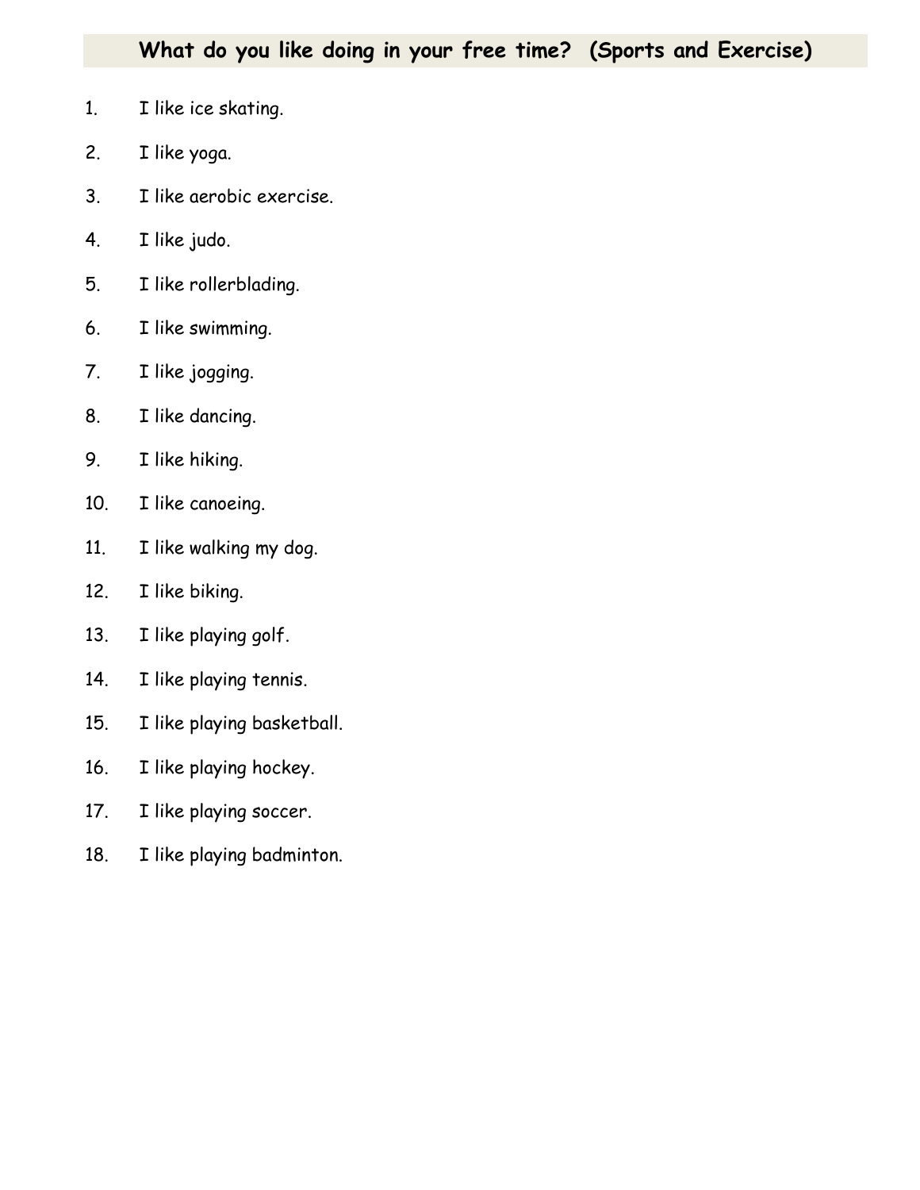# What do you like doing in your free time? (Sports and Exercise)

1. I like ice skating.
2. I like yoga.
3. I like aerobic exercise.
4. I like judo.
5. I like rollerblading.
6. I like swimming.
7. I like jogging.
8. I like dancing.
9. I like hiking.
10. I like canoeing.
11. I like walking my dog.
12. I like biking.
13. I like playing golf.
14. I like playing tennis.
15. I like playing basketball.
16. I like playing hockey.
17. I like playing soccer.
18. I like playing badminton.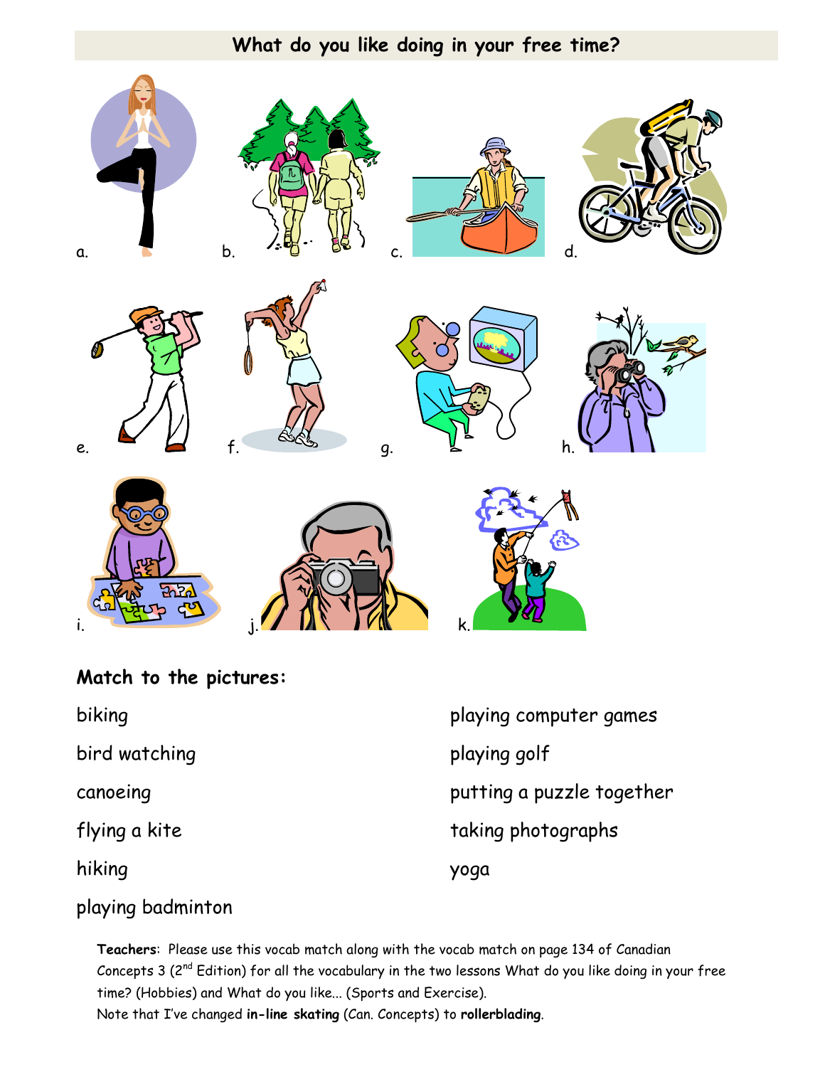## What do you like doing in your free time?

a.

b.

c.

d.

e.

f.

g.

h.

i.

j.

k.

**Match to the pictures:**

biking

bird watching

canoeing

flying a kite

hiking

playing badminton

playing computer games

playing golf

putting a puzzle together

taking photographs

yoga

**Teachers**: Please use this vocab match along with the vocab match on page 134 of Canadian Concepts 3 (2nd Edition) for all the vocabulary in the two lessons What do you like doing in your free time? (Hobbies) and What do you like... (Sports and Exercise).
Note that I've changed **in-line skating** (Can. Concepts) to **rollerblading**.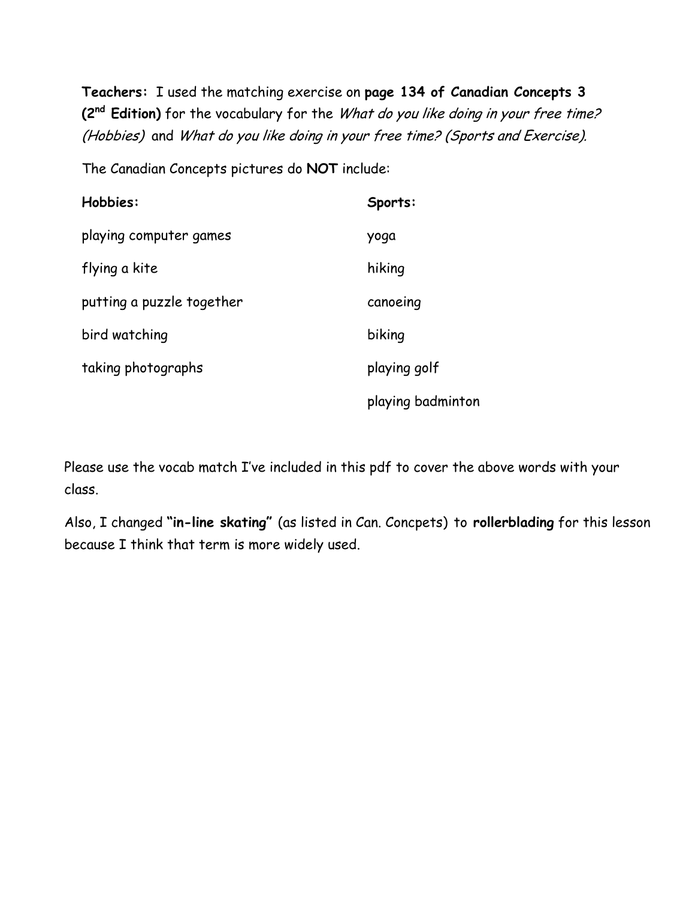**Teachers:** I used the matching exercise on **page 134 of Canadian Concepts 3 (2nd Edition)** for the vocabulary for the *What do you like doing in your free time? (Hobbies)* and *What do you like doing in your free time? (Sports and Exercise).*

The Canadian Concepts pictures do **NOT** include:

| **Hobbies:** | **Sports:** |
| --- | --- |
| playing computer games | yoga |
| flying a kite | hiking |
| putting a puzzle together | canoeing |
| bird watching | biking |
| taking photographs | playing golf |
| | playing badminton |

Please use the vocab match I've included in this pdf to cover the above words with your class.

Also, I changed **"in-line skating"** (as listed in Can. Concpets) to **rollerblading** for this lesson because I think that term is more widely used.